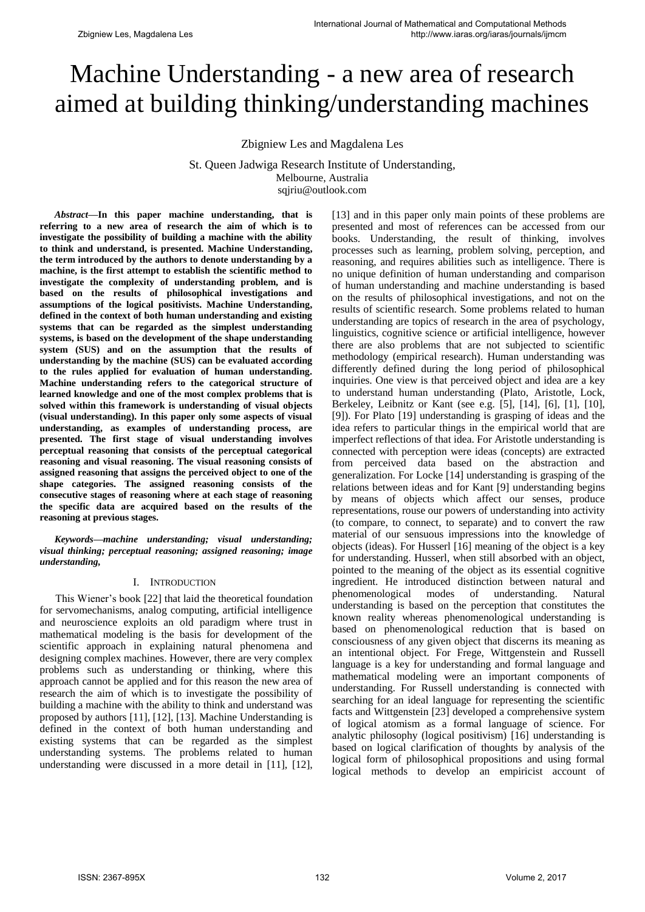# Machine Understanding - a new area of research aimed at building thinking/understanding machines

Zbigniew Les and Magdalena Les

St. Queen Jadwiga Research Institute of Understanding,
Melbourne, Australia
sqjriu@outlook.com

***Abstract*—In this paper machine understanding, that is referring to a new area of research the aim of which is to investigate the possibility of building a machine with the ability to think and understand, is presented. Machine Understanding, the term introduced by the authors to denote understanding by a machine, is the first attempt to establish the scientific method to investigate the complexity of understanding problem, and is based on the results of philosophical investigations and assumptions of the logical positivists. Machine Understanding, defined in the context of both human understanding and existing systems that can be regarded as the simplest understanding systems, is based on the development of the shape understanding system (SUS) and on the assumption that the results of understanding by the machine (SUS) can be evaluated according to the rules applied for evaluation of human understanding. Machine understanding refers to the categorical structure of learned knowledge and one of the most complex problems that is solved within this framework is understanding of visual objects (visual understanding). In this paper only some aspects of visual understanding, as examples of understanding process, are presented. The first stage of visual understanding involves perceptual reasoning that consists of the perceptual categorical reasoning and visual reasoning. The visual reasoning consists of assigned reasoning that assigns the perceived object to one of the shape categories. The assigned reasoning consists of the consecutive stages of reasoning where at each stage of reasoning the specific data are acquired based on the results of the reasoning at previous stages.**

***Keywords*—*machine understanding; visual understanding; visual thinking; perceptual reasoning; assigned reasoning; image understanding,***

## I. Introduction

This Wiener's book [22] that laid the theoretical foundation for servomechanisms, analog computing, artificial intelligence and neuroscience exploits an old paradigm where trust in mathematical modeling is the basis for development of the scientific approach in explaining natural phenomena and designing complex machines. However, there are very complex problems such as understanding or thinking, where this approach cannot be applied and for this reason the new area of research the aim of which is to investigate the possibility of building a machine with the ability to think and understand was proposed by authors [11], [12], [13]. Machine Understanding is defined in the context of both human understanding and existing systems that can be regarded as the simplest understanding systems. The problems related to human understanding were discussed in a more detail in [11], [12], [13] and in this paper only main points of these problems are presented and most of references can be accessed from our books. Understanding, the result of thinking, involves processes such as learning, problem solving, perception, and reasoning, and requires abilities such as intelligence. There is no unique definition of human understanding and comparison of human understanding and machine understanding is based on the results of philosophical investigations, and not on the results of scientific research. Some problems related to human understanding are topics of research in the area of psychology, linguistics, cognitive science or artificial intelligence, however there are also problems that are not subjected to scientific methodology (empirical research). Human understanding was differently defined during the long period of philosophical inquiries. One view is that perceived object and idea are a key to understand human understanding (Plato, Aristotle, Lock, Berkeley, Leibnitz or Kant (see e.g. [5], [14], [6], [1], [10], [9]). For Plato [19] understanding is grasping of ideas and the idea refers to particular things in the empirical world that are imperfect reflections of that idea. For Aristotle understanding is connected with perception were ideas (concepts) are extracted from perceived data based on the abstraction and generalization. For Locke [14] understanding is grasping of the relations between ideas and for Kant [9] understanding begins by means of objects which affect our senses, produce representations, rouse our powers of understanding into activity (to compare, to connect, to separate) and to convert the raw material of our sensuous impressions into the knowledge of objects (ideas). For Husserl [16] meaning of the object is a key for understanding. Husserl, when still absorbed with an object, pointed to the meaning of the object as its essential cognitive ingredient. He introduced distinction between natural and phenomenological modes of understanding. Natural understanding is based on the perception that constitutes the known reality whereas phenomenological understanding is based on phenomenological reduction that is based on consciousness of any given object that discerns its meaning as an intentional object. For Frege, Wittgenstein and Russell language is a key for understanding and formal language and mathematical modeling were an important components of understanding. For Russell understanding is connected with searching for an ideal language for representing the scientific facts and Wittgenstein [23] developed a comprehensive system of logical atomism as a formal language of science. For analytic philosophy (logical positivism) [16] understanding is based on logical clarification of thoughts by analysis of the logical form of philosophical propositions and using formal logical methods to develop an empiricist account of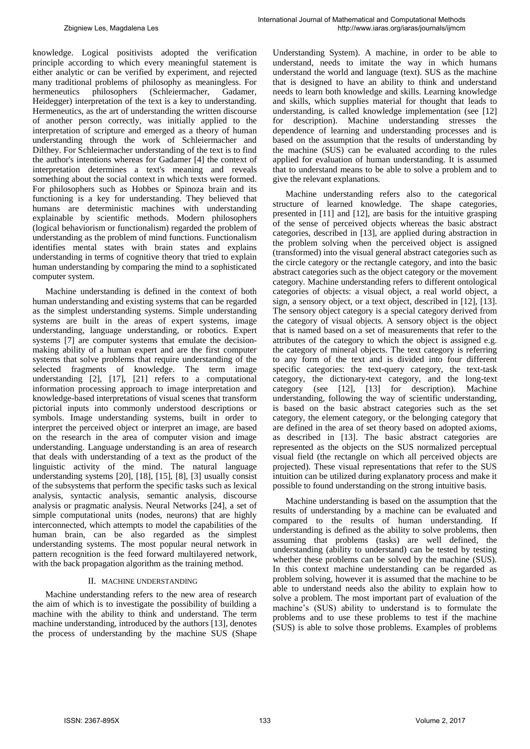knowledge. Logical positivists adopted the verification principle according to which every meaningful statement is either analytic or can be verified by experiment, and rejected many traditional problems of philosophy as meaningless. For hermeneutics philosophers (Schleiermacher, Gadamer, Heidegger) interpretation of the text is a key to understanding. Hermeneutics, as the art of understanding the written discourse of another person correctly, was initially applied to the interpretation of scripture and emerged as a theory of human understanding through the work of Schleiermacher and Dilthey. For Schleiermacher understanding of the text is to find the author's intentions whereas for Gadamer [4] the context of interpretation determines a text's meaning and reveals something about the social context in which texts were formed. For philosophers such as Hobbes or Spinoza brain and its functioning is a key for understanding. They believed that humans are deterministic machines with understanding explainable by scientific methods. Modern philosophers (logical behaviorism or functionalism) regarded the problem of understanding as the problem of mind functions. Functionalism identifies mental states with brain states and explains understanding in terms of cognitive theory that tried to explain human understanding by comparing the mind to a sophisticated computer system.

Machine understanding is defined in the context of both human understanding and existing systems that can be regarded as the simplest understanding systems. Simple understanding systems are built in the areas of expert systems, image understanding, language understanding, or robotics. Expert systems [7] are computer systems that emulate the decision-making ability of a human expert and are the first computer systems that solve problems that require understanding of the selected fragments of knowledge. The term image understanding [2], [17], [21] refers to a computational information processing approach to image interpretation and knowledge-based interpretations of visual scenes that transform pictorial inputs into commonly understood descriptions or symbols. Image understanding systems, built in order to interpret the perceived object or interpret an image, are based on the research in the area of computer vision and image understanding. Language understanding is an area of research that deals with understanding of a text as the product of the linguistic activity of the mind. The natural language understanding systems [20], [18], [15], [8], [3] usually consist of the subsystems that perform the specific tasks such as lexical analysis, syntactic analysis, semantic analysis, discourse analysis or pragmatic analysis. Neural Networks [24], a set of simple computational units (nodes, neurons) that are highly interconnected, which attempts to model the capabilities of the human brain, can be also regarded as the simplest understanding systems. The most popular neural network in pattern recognition is the feed forward multilayered network, with the back propagation algorithm as the training method.

## II. Machine Understanding

Machine understanding refers to the new area of research the aim of which is to investigate the possibility of building a machine with the ability to think and understand. The term machine understanding, introduced by the authors [13], denotes the process of understanding by the machine SUS (Shape Understanding System). A machine, in order to be able to understand, needs to imitate the way in which humans understand the world and language (text). SUS as the machine that is designed to have an ability to think and understand needs to learn both knowledge and skills. Learning knowledge and skills, which supplies material for thought that leads to understanding, is called knowledge implementation (see [12] for description). Machine understanding stresses the dependence of learning and understanding processes and is based on the assumption that the results of understanding by the machine (SUS) can be evaluated according to the rules applied for evaluation of human understanding. It is assumed that to understand means to be able to solve a problem and to give the relevant explanations.

Machine understanding refers also to the categorical structure of learned knowledge. The shape categories, presented in [11] and [12], are basis for the intuitive grasping of the sense of perceived objects whereas the basic abstract categories, described in [13], are applied during abstraction in the problem solving when the perceived object is assigned (transformed) into the visual general abstract categories such as the circle category or the rectangle category, and into the basic abstract categories such as the object category or the movement category. Machine understanding refers to different ontological categories of objects: a visual object, a real world object, a sign, a sensory object, or a text object, described in [12], [13]. The sensory object category is a special category derived from the category of visual objects. A sensory object is the object that is named based on a set of measurements that refer to the attributes of the category to which the object is assigned e.g. the category of mineral objects. The text category is referring to any form of the text and is divided into four different specific categories: the text-query category, the text-task category, the dictionary-text category, and the long-text category (see [12], [13] for description). Machine understanding, following the way of scientific understanding, is based on the basic abstract categories such as the set category, the element category, or the belonging category that are defined in the area of set theory based on adopted axioms, as described in [13]. The basic abstract categories are represented as the objects on the SUS normalized perceptual visual field (the rectangle on which all perceived objects are projected). These visual representations that refer to the SUS intuition can be utilized during explanatory process and make it possible to found understanding on the strong intuitive basis.

Machine understanding is based on the assumption that the results of understanding by a machine can be evaluated and compared to the results of human understanding. If understanding is defined as the ability to solve problems, then assuming that problems (tasks) are well defined, the understanding (ability to understand) can be tested by testing whether these problems can be solved by the machine (SUS). In this context machine understanding can be regarded as problem solving, however it is assumed that the machine to be able to understand needs also the ability to explain how to solve a problem. The most important part of evaluation of the machine's (SUS) ability to understand is to formulate the problems and to use these problems to test if the machine (SUS) is able to solve those problems. Examples of problems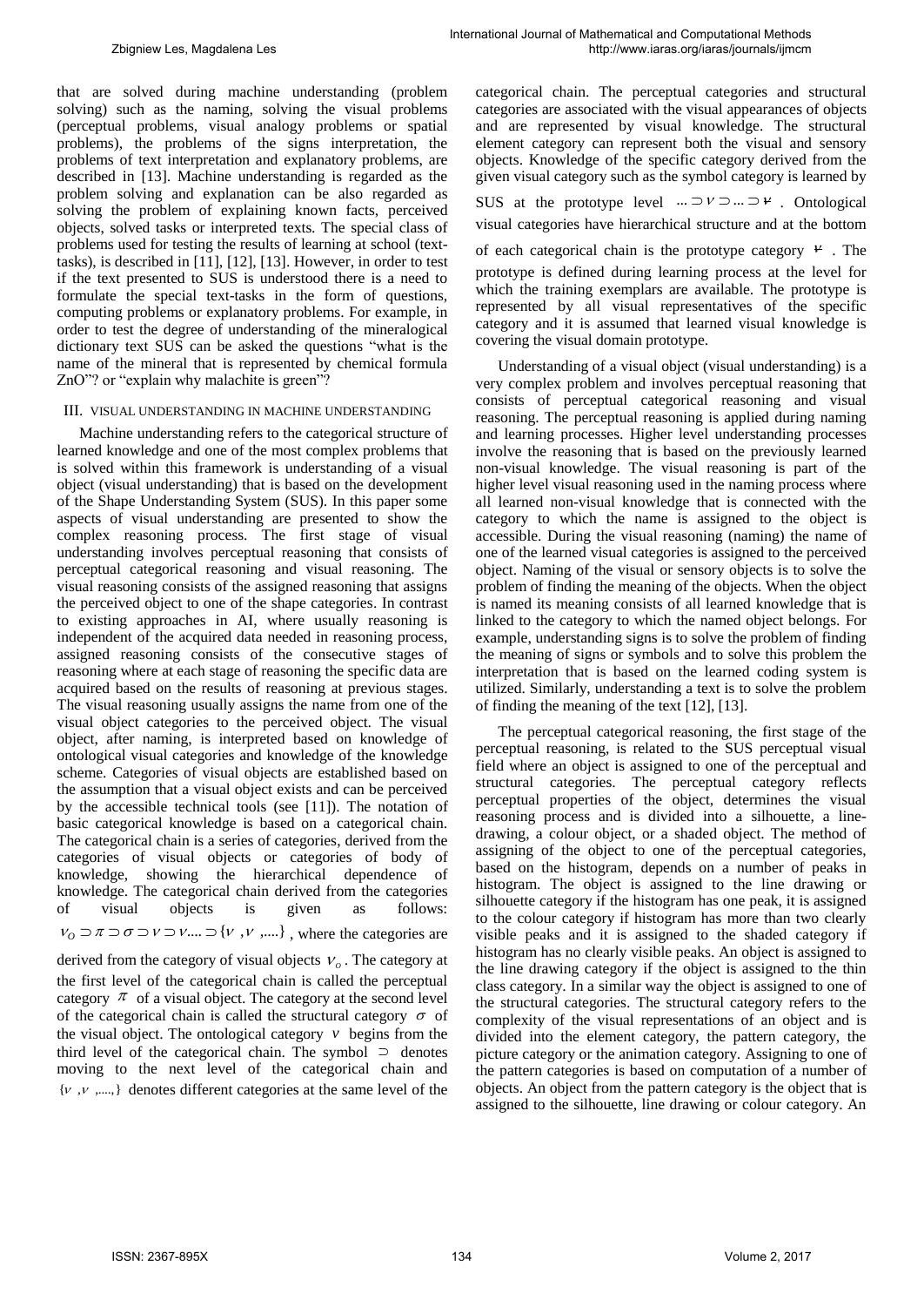that are solved during machine understanding (problem solving) such as the naming, solving the visual problems (perceptual problems, visual analogy problems or spatial problems), the problems of the signs interpretation, the problems of text interpretation and explanatory problems, are described in [13]. Machine understanding is regarded as the problem solving and explanation can be also regarded as solving the problem of explaining known facts, perceived objects, solved tasks or interpreted texts. The special class of problems used for testing the results of learning at school (text-tasks), is described in [11], [12], [13]. However, in order to test if the text presented to SUS is understood there is a need to formulate the special text-tasks in the form of questions, computing problems or explanatory problems. For example, in order to test the degree of understanding of the mineralogical dictionary text SUS can be asked the questions "what is the name of the mineral that is represented by chemical formula ZnO"? or "explain why malachite is green"?

## III. VISUAL UNDERSTANDING IN MACHINE UNDERSTANDING

Machine understanding refers to the categorical structure of learned knowledge and one of the most complex problems that is solved within this framework is understanding of a visual object (visual understanding) that is based on the development of the Shape Understanding System (SUS). In this paper some aspects of visual understanding are presented to show the complex reasoning process. The first stage of visual understanding involves perceptual reasoning that consists of perceptual categorical reasoning and visual reasoning. The visual reasoning consists of the assigned reasoning that assigns the perceived object to one of the shape categories. In contrast to existing approaches in AI, where usually reasoning is independent of the acquired data needed in reasoning process, assigned reasoning consists of the consecutive stages of reasoning where at each stage of reasoning the specific data are acquired based on the results of reasoning at previous stages. The visual reasoning usually assigns the name from one of the visual object categories to the perceived object. The visual object, after naming, is interpreted based on knowledge of ontological visual categories and knowledge of the knowledge scheme. Categories of visual objects are established based on the assumption that a visual object exists and can be perceived by the accessible technical tools (see [11]). The notation of basic categorical knowledge is based on a categorical chain. The categorical chain is a series of categories, derived from the categories of visual objects or categories of body of knowledge, showing the hierarchical dependence of knowledge. The categorical chain derived from the categories of visual objects is given as follows: $\nu_O \supset \pi \supset \sigma \supset \nu \supset \nu .... \supset \{\nu, \nu, ....\}$, where the categories are derived from the category of visual objects $\nu_o$. The category at the first level of the categorical chain is called the perceptual category $\pi$ of a visual object. The category at the second level of the categorical chain is called the structural category $\sigma$ of the visual object. The ontological category $\nu$ begins from the third level of the categorical chain. The symbol $\supset$ denotes moving to the next level of the categorical chain and $\{\nu, \nu, ....,\}$ denotes different categories at the same level of the categorical chain. The perceptual categories and structural categories are associated with the visual appearances of objects and are represented by visual knowledge. The structural element category can represent both the visual and sensory objects. Knowledge of the specific category derived from the given visual category such as the symbol category is learned by SUS at the prototype level $... \supset \nu \supset ... \supset \nu$. Ontological visual categories have hierarchical structure and at the bottom of each categorical chain is the prototype category $\nu$. The prototype is defined during learning process at the level for which the training exemplars are available. The prototype is represented by all visual representatives of the specific category and it is assumed that learned visual knowledge is covering the visual domain prototype.

Understanding of a visual object (visual understanding) is a very complex problem and involves perceptual reasoning that consists of perceptual categorical reasoning and visual reasoning. The perceptual reasoning is applied during naming and learning processes. Higher level understanding processes involve the reasoning that is based on the previously learned non-visual knowledge. The visual reasoning is part of the higher level visual reasoning used in the naming process where all learned non-visual knowledge that is connected with the category to which the name is assigned to the object is accessible. During the visual reasoning (naming) the name of one of the learned visual categories is assigned to the perceived object. Naming of the visual or sensory objects is to solve the problem of finding the meaning of the objects. When the object is named its meaning consists of all learned knowledge that is linked to the category to which the named object belongs. For example, understanding signs is to solve the problem of finding the meaning of signs or symbols and to solve this problem the interpretation that is based on the learned coding system is utilized. Similarly, understanding a text is to solve the problem of finding the meaning of the text [12], [13].

The perceptual categorical reasoning, the first stage of the perceptual reasoning, is related to the SUS perceptual visual field where an object is assigned to one of the perceptual and structural categories. The perceptual category reflects perceptual properties of the object, determines the visual reasoning process and is divided into a silhouette, a line-drawing, a colour object, or a shaded object. The method of assigning of the object to one of the perceptual categories, based on the histogram, depends on a number of peaks in histogram. The object is assigned to the line drawing or silhouette category if the histogram has one peak, it is assigned to the colour category if histogram has more than two clearly visible peaks and it is assigned to the shaded category if histogram has no clearly visible peaks. An object is assigned to the line drawing category if the object is assigned to the thin class category. In a similar way the object is assigned to one of the structural categories. The structural category refers to the complexity of the visual representations of an object and is divided into the element category, the pattern category, the picture category or the animation category. Assigning to one of the pattern categories is based on computation of a number of objects. An object from the pattern category is the object that is assigned to the silhouette, line drawing or colour category. An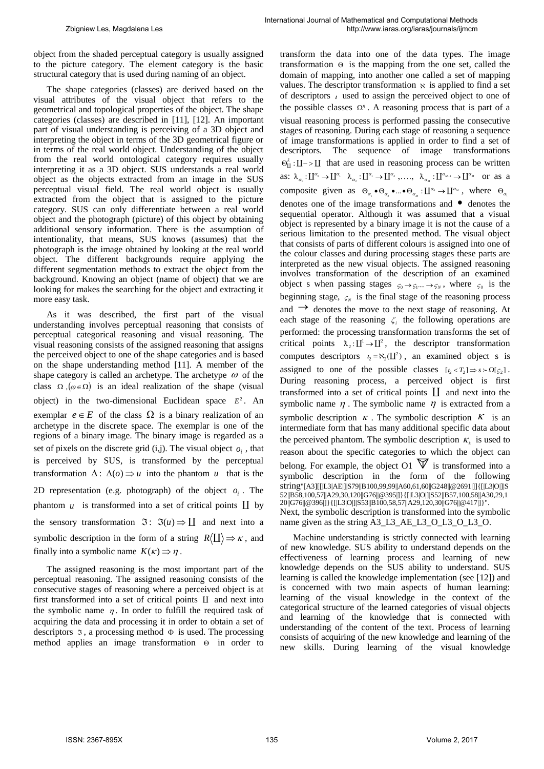object from the shaded perceptual category is usually assigned to the picture category. The element category is the basic structural category that is used during naming of an object.

The shape categories (classes) are derived based on the visual attributes of the visual object that refers to the geometrical and topological properties of the object. The shape categories (classes) are described in [11], [12]. An important part of visual understanding is perceiving of a 3D object and interpreting the object in terms of the 3D geometrical figure or in terms of the real world object. Understanding of the object from the real world ontological category requires usually interpreting it as a 3D object. SUS understands a real world object as the objects extracted from an image in the SUS perceptual visual field. The real world object is usually extracted from the object that is assigned to the picture category. SUS can only differentiate between a real world object and the photograph (picture) of this object by obtaining additional sensory information. There is the assumption of intentionality, that means, SUS knows (assumes) that the photograph is the image obtained by looking at the real world object. The different backgrounds require applying the different segmentation methods to extract the object from the background. Knowing an object (name of object) that we are looking for makes the searching for the object and extracting it more easy task.

As it was described, the first part of the visual understanding involves perceptual reasoning that consists of perceptual categorical reasoning and visual reasoning. The visual reasoning consists of the assigned reasoning that assigns the perceived object to one of the shape categories and is based on the shape understanding method [11]. A member of the shape category is called an archetype. The archetype $\omega$ of the class $\Omega$ ,$(\omega \in \Omega)$ is an ideal realization of the shape (visual object) in the two-dimensional Euclidean space $E^2$. An exemplar $e \in E$ of the class $\Omega$ is a binary realization of an archetype in the discrete space. The exemplar is one of the regions of a binary image. The binary image is regarded as a set of pixels on the discrete grid (i,j). The visual object $o_i$ , that is perceived by SUS, is transformed by the perceptual transformation $\Delta$: $\Delta(o) \Rightarrow u$ into the phantom $u$ that is the 2D representation (e.g. photograph) of the object $o_i$ . The phantom $u$ is transformed into a set of critical points $\coprod$ by the sensory transformation $\Im$: $\Im(u) \Rightarrow \coprod$ and next into a symbolic description in the form of a string $R\langle\coprod\rangle \Rightarrow \kappa$, and finally into a symbolic name $K(\kappa) \Rightarrow \eta$.

The assigned reasoning is the most important part of the perceptual reasoning. The assigned reasoning consists of the consecutive stages of reasoning where a perceived object is at first transformed into a set of critical points $\coprod$ and next into the symbolic name $\eta$. In order to fulfill the required task of acquiring the data and processing it in order to obtain a set of descriptors $\Im$, a processing method $\Phi$ is used. The processing method applies an image transformation $\Theta$ in order to transform the data into one of the data types. The image transformation $\Theta$ is the mapping from the one set, called the domain of mapping, into another one called a set of mapping values. The descriptor transformation $\aleph$ is applied to find a set of descriptors $\iota$ used to assign the perceived object to one of the possible classes $\Omega^\eta$. A reasoning process that is part of a visual reasoning process is performed passing the consecutive stages of reasoning. During each stage of reasoning a sequence of image transformations is applied in order to find a set of descriptors. The sequence of image transformations $\Theta_{\coprod}^{\lambda} : \coprod -> \coprod$ that are used in reasoning process can be written as: $\lambda_{\alpha_1} : \coprod^{\alpha_0} \to \coprod^{\alpha_1}$ $\lambda_{\alpha_2} : \coprod^{\alpha_1} \to \coprod^{\alpha_2}$ ,…., $\lambda_{\alpha_M} : \coprod^{\alpha_{M-1}} \to \coprod^{\alpha_M}$ or as a composite given as $\Theta_{\alpha_1} \bullet \Theta_{\alpha_2} \bullet ... \bullet \Theta_{\alpha_M} : \coprod^{\alpha_0} \to \coprod^{\alpha_M}$, where $\Theta_{\alpha_1}$ denotes one of the image transformations and $\bullet$ denotes the sequential operator. Although it was assumed that a visual object is represented by a binary image it is not the cause of a serious limitation to the presented method. The visual object that consists of parts of different colours is assigned into one of the colour classes and during processing stages these parts are interpreted as the new visual objects. The assigned reasoning involves transformation of the description of an examined object s when passing stages $\varsigma_0 \to \varsigma_1 ,... \to \varsigma_N$, where $\varsigma_0$ is the beginning stage, $\varsigma_N$ is the final stage of the reasoning process and $\to$ denotes the move to the next stage of reasoning. At each stage of the reasoning $\zeta_i$ the following operations are performed: the processing transformation transforms the set of critical points $\lambda_2 : \coprod^1 \to \coprod^2$, the descriptor transformation computes descriptors $\iota_2 = \aleph_2(\coprod^2)$, an examined object s is assigned to one of the possible classes $[\iota_2 < T_2] \Rightarrow s \succ \Omega[\varsigma_2]$. During reasoning process, a perceived object is first transformed into a set of critical points $\coprod$ and next into the symbolic name $\eta$. The symbolic name $\eta$ is extracted from a symbolic description $\kappa$. The symbolic description $\kappa$ is an intermediate form that has many additional specific data about the perceived phantom. The symbolic description $\kappa_k$ is used to reason about the specific categories to which the object can belong. For example, the object O1 $\nabla$ is transformed into a symbolic description in the form of the following string"[A3][[|L3|AE|]|S79||B100,99,99||A60,61,60||G248||@2691|]]{[|L3|O|]|S52||B58,100,57||A29,30,120||G76||@395|]}{[|L3|O|]|S52||B57,100,58||A30,29,120||G76||@396|]}{[|L3|O|]|S53||B100,58,57||A29,120,30||G76||@417|]}".
Next, the symbolic description is transformed into the symbolic name given as the string A3_L3_AE_L3_O_L3_O_L3_O.

Machine understanding is strictly connected with learning of new knowledge. SUS ability to understand depends on the effectiveness of learning process and learning of new knowledge depends on the SUS ability to understand. SUS learning is called the knowledge implementation (see [12]) and is concerned with two main aspects of human learning: learning of the visual knowledge in the context of the categorical structure of the learned categories of visual objects and learning of the knowledge that is connected with understanding of the content of the text. Process of learning consists of acquiring of the new knowledge and learning of the new skills. During learning of the visual knowledge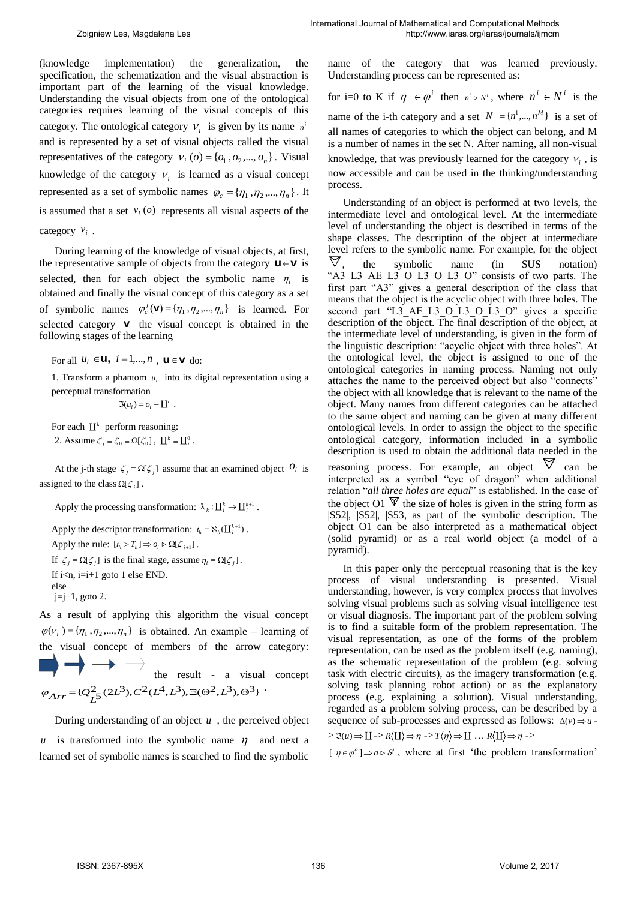(knowledge implementation) the generalization, the specification, the schematization and the visual abstraction is important part of the learning of the visual knowledge. Understanding the visual objects from one of the ontological categories requires learning of the visual concepts of this category. The ontological category $v_i$ is given by its name $n^i$ and is represented by a set of visual objects called the visual representatives of the category $v_i(o) = \{o_1, o_2, ..., o_n\}$. Visual knowledge of the category $v_i$ is learned as a visual concept represented as a set of symbolic names $\varphi_c = \{\eta_1, \eta_2, ..., \eta_n\}$. It is assumed that a set $v_i(o)$ represents all visual aspects of the category $v_i$.

During learning of the knowledge of visual objects, at first, the representative sample of objects from the category $\mathbf{u} \in \mathbf{v}$ is selected, then for each object the symbolic name $\eta_i$ is obtained and finally the visual concept of this category as a set of symbolic names $\varphi_c^j(\mathbf{v}) = \{\eta_1, \eta_2, ..., \eta_n\}$ is learned. For selected category $\mathbf{v}$ the visual concept is obtained in the following stages of the learning

For all $u_i \in \mathbf{u}$, $i = 1, ..., n$, $\mathbf{u} \in \mathbf{v}$ do:

1. Transform a phantom $u_i$ into its digital representation using a perceptual transformation
$$\Im(u_i) = o_i - \amalg^i .$$

For each $\amalg^k$ perform reasoning:

2. Assume $\zeta_j \equiv \zeta_0 \equiv \Omega[\zeta_0]$, $\amalg_i^k \equiv \amalg_i^0$.

At the j-th stage $\zeta_j \equiv \Omega[\zeta_j]$ assume that an examined object $o_i$ is assigned to the class $\Omega[\zeta_j]$.

Apply the processing transformation: $\lambda_k : \amalg_i^k \to \amalg_i^{k+1}$.

Apply the descriptor transformation: $\iota_h = \aleph_h(\amalg_i^{k+1})$.

Apply the rule: $[\iota_h > T_h] \Rightarrow o_i \rhd \Omega[\zeta_{j+1}]$.

If $\zeta_j \equiv \Omega[\zeta_j]$ is the final stage, assume $\eta_i \equiv \Omega[\zeta_j]$.

If i<n, i=i+1 goto 1 else END.
else
j=j+1, goto 2.

As a result of applying this algorithm the visual concept $\varphi(v_i) = \{\eta_1, \eta_2, ..., \eta_n\}$ is obtained. An example – learning of the visual concept of members of the arrow category: the result - a visual concept $\varphi_{Arr} = \{Q_{L^5}^2(2L^3), C^2(L^4, L^3), \Xi(\Theta^2, L^3), \Theta^3\}$.

During understanding of an object $u$, the perceived object $u$ is transformed into the symbolic name $\eta$ and next a learned set of symbolic names is searched to find the symbolic name of the category that was learned previously. Understanding process can be represented as:

for i=0 to K if $\eta \in \varphi^i$ then $n^i \rhd N^i$, where $n^i \in N^i$ is the name of the i-th category and a set $N = \{n^1, ..., n^M\}$ is a set of all names of categories to which the object can belong, and M is a number of names in the set N. After naming, all non-visual knowledge, that was previously learned for the category $v_i$, is now accessible and can be used in the thinking/understanding process.

Understanding of an object is performed at two levels, the intermediate level and ontological level. At the intermediate level of understanding the object is described in terms of the shape classes. The description of the object at intermediate level refers to the symbolic name. For example, for the object, the symbolic name (in SUS notation) "A3_L3_AE_L3_O_L3_O_L3_O" consists of two parts. The first part "A3" gives a general description of the class that means that the object is the acyclic object with three holes. The second part "L3_AE_L3_O_L3_O_L3_O" gives a specific description of the object. The final description of the object, at the intermediate level of understanding, is given in the form of the linguistic description: "acyclic object with three holes". At the ontological level, the object is assigned to one of the ontological categories in naming process. Naming not only attaches the name to the perceived object but also "connects" the object with all knowledge that is relevant to the name of the object. Many names from different categories can be attached to the same object and naming can be given at many different ontological levels. In order to assign the object to the specific ontological category, information included in a symbolic description is used to obtain the additional data needed in the reasoning process. For example, an object can be interpreted as a symbol "eye of dragon" when additional relation "*all three holes are equal*" is established. In the case of the object O1 the size of holes is given in the string form as |S52|, |S52|, |S53, as part of the symbolic description. The object O1 can be also interpreted as a mathematical object (solid pyramid) or as a real world object (a model of a pyramid).

In this paper only the perceptual reasoning that is the key process of visual understanding is presented. Visual understanding, however, is very complex process that involves solving visual problems such as solving visual intelligence test or visual diagnosis. The important part of the problem solving is to find a suitable form of the problem representation. The visual representation, as one of the forms of the problem representation, can be used as the problem itself (e.g. naming), as the schematic representation of the problem (e.g. solving task with electric circuits), as the imagery transformation (e.g. solving task planning robot action) or as the explanatory process (e.g. explaining a solution). Visual understanding, regarded as a problem solving process, can be described by a sequence of sub-processes and expressed as follows: $\Delta(v) \Rightarrow u$ -> $\Im(u) \Rightarrow \amalg$ -> $R\langle\amalg\rangle \Rightarrow \eta$ -> $T\langle\eta\rangle \Rightarrow \amalg$ … $R\langle\amalg\rangle \Rightarrow \eta$ -> $[\eta \in \varphi^\alpha] \Rightarrow a \rhd \vartheta^i$, where at first 'the problem transformation'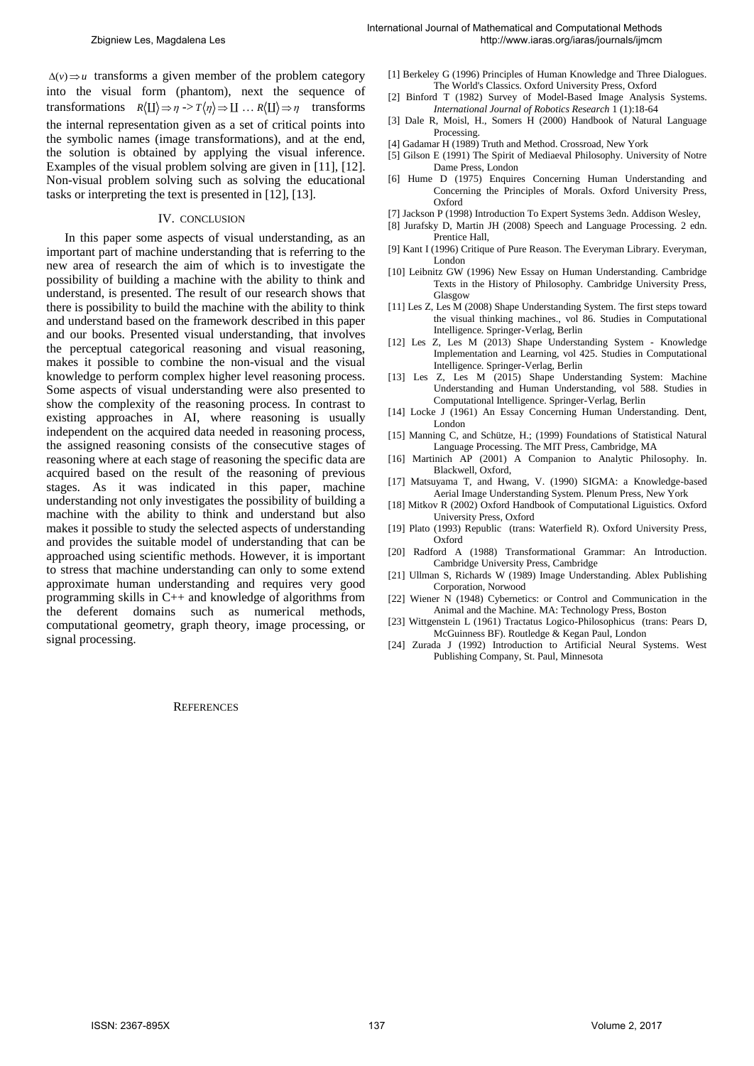$\Delta(v) \Rightarrow u$ transforms a given member of the problem category into the visual form (phantom), next the sequence of transformations $R\langle \text{Ш} \rangle \Rightarrow \eta$ -> $T\langle \eta \rangle \Rightarrow \text{Ш}$ … $R\langle \text{Ш} \rangle \Rightarrow \eta$ transforms the internal representation given as a set of critical points into the symbolic names (image transformations), and at the end, the solution is obtained by applying the visual inference. Examples of the visual problem solving are given in [11], [12]. Non-visual problem solving such as solving the educational tasks or interpreting the text is presented in [12], [13].

## IV. CONCLUSION

In this paper some aspects of visual understanding, as an important part of machine understanding that is referring to the new area of research the aim of which is to investigate the possibility of building a machine with the ability to think and understand, is presented. The result of our research shows that there is possibility to build the machine with the ability to think and understand based on the framework described in this paper and our books. Presented visual understanding, that involves the perceptual categorical reasoning and visual reasoning, makes it possible to combine the non-visual and the visual knowledge to perform complex higher level reasoning process. Some aspects of visual understanding were also presented to show the complexity of the reasoning process. In contrast to existing approaches in AI, where reasoning is usually independent on the acquired data needed in reasoning process, the assigned reasoning consists of the consecutive stages of reasoning where at each stage of reasoning the specific data are acquired based on the result of the reasoning of previous stages. As it was indicated in this paper, machine understanding not only investigates the possibility of building a machine with the ability to think and understand but also makes it possible to study the selected aspects of understanding and provides the suitable model of understanding that can be approached using scientific methods. However, it is important to stress that machine understanding can only to some extend approximate human understanding and requires very good programming skills in C++ and knowledge of algorithms from the deferent domains such as numerical methods, computational geometry, graph theory, image processing, or signal processing.

## REFERENCES

[1] Berkeley G (1996) Principles of Human Knowledge and Three Dialogues. The World's Classics. Oxford University Press, Oxford

[2] Binford T (1982) Survey of Model-Based Image Analysis Systems. *International Journal of Robotics Research* 1 (1):18-64

[3] Dale R, Moisl, H., Somers H (2000) Handbook of Natural Language Processing.

[4] Gadamar H (1989) Truth and Method. Crossroad, New York

[5] Gilson E (1991) The Spirit of Mediaeval Philosophy. University of Notre Dame Press, London

[6] Hume D (1975) Enquires Concerning Human Understanding and Concerning the Principles of Morals. Oxford University Press, Oxford

[7] Jackson P (1998) Introduction To Expert Systems 3edn. Addison Wesley,

[8] Jurafsky D, Martin JH (2008) Speech and Language Processing. 2 edn. Prentice Hall,

[9] Kant I (1996) Critique of Pure Reason. The Everyman Library. Everyman, London

[10] Leibnitz GW (1996) New Essay on Human Understanding. Cambridge Texts in the History of Philosophy. Cambridge University Press, Glasgow

[11] Les Z, Les M (2008) Shape Understanding System. The first steps toward the visual thinking machines., vol 86. Studies in Computational Intelligence. Springer-Verlag, Berlin

[12] Les Z, Les M (2013) Shape Understanding System - Knowledge Implementation and Learning, vol 425. Studies in Computational Intelligence. Springer-Verlag, Berlin

[13] Les Z, Les M (2015) Shape Understanding System: Machine Understanding and Human Understanding, vol 588. Studies in Computational Intelligence. Springer-Verlag, Berlin

[14] Locke J (1961) An Essay Concerning Human Understanding. Dent, London

[15] Manning C, and Schütze, H.; (1999) Foundations of Statistical Natural Language Processing. The MIT Press, Cambridge, MA

[16] Martinich AP (2001) A Companion to Analytic Philosophy. In. Blackwell, Oxford,

[17] Matsuyama T, and Hwang, V. (1990) SIGMA: a Knowledge-based Aerial Image Understanding System. Plenum Press, New York

[18] Mitkov R (2002) Oxford Handbook of Computational Liguistics. Oxford University Press, Oxford

[19] Plato (1993) Republic (trans: Waterfield R). Oxford University Press, Oxford

[20] Radford A (1988) Transformational Grammar: An Introduction. Cambridge University Press, Cambridge

[21] Ullman S, Richards W (1989) Image Understanding. Ablex Publishing Corporation, Norwood

[22] Wiener N (1948) Cybernetics: or Control and Communication in the Animal and the Machine. MA: Technology Press, Boston

[23] Wittgenstein L (1961) Tractatus Logico-Philosophicus (trans: Pears D, McGuinness BF). Routledge & Kegan Paul, London

[24] Zurada J (1992) Introduction to Artificial Neural Systems. West Publishing Company, St. Paul, Minnesota